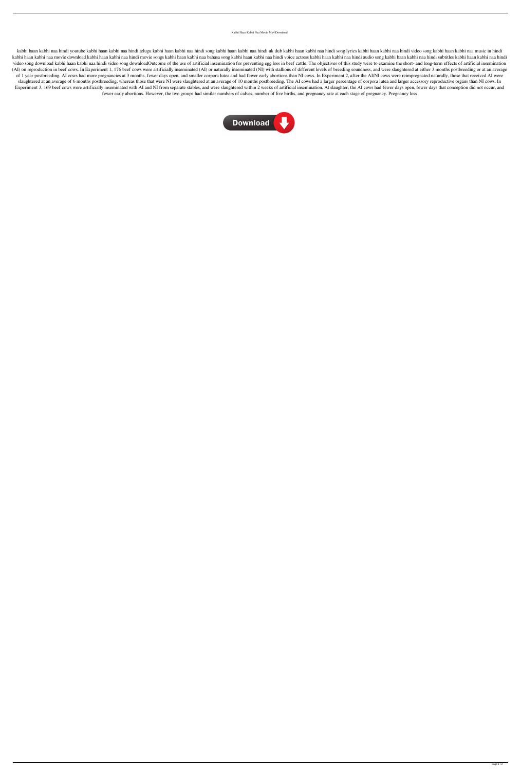Kabhi Haan Kabhi Naa Movie Mp4 Download

kabhi haan kabhi naa hindi youtube kabhi haan kabhi naa hindi telugu kabhi haan kabhi naa hindi song kabhi haan kabhi naa hindi uk dub kabhi haan kabhi naa hindi song lyrics kabhi haan kabhi naa hindi video song kabhi haan kabhi naa music in hindi kabhi haan kabhi naa movie download kabhi haan kabhi naa hindi movie songs kabhi haan kabhi naa bahasa song kabhi haan kabhi naa hindi voice actress kabhi haan kabhi naa hindi audio song kabhi haan kabhi naa hindi subtitles kabhi haan kabhi naa hindi video song download kabhi haan kabhi naa hindi video song downloadOutcome of the use of artificial insemination for preventing egg loss in beef cattle. The objectives of this study were to examine the short- and long-term effects of artificial insemination (AI) on reproduction in beef cows. In Experiment 1, 176 beef cows were artificially inseminated (AI) or naturally inseminated (NI) with stallions of different levels of breeding soundness, and were slaughtered at either 3 months postbreeding or at an average of 1 year postbreeding. AI cows had more pregnancies at 3 months, fewer days open, and smaller corpora lutea and had fewer early abortions than NI cows. In Experiment 2, after the AI/NI cows were reimpregnated naturally, those that received AI were slaughtered at an average of 6 months postbreeding, whereas those that were NI were slaughtered at an average of 10 months postbreeding. The AI cows had a larger percentage of corpora lutea and larger accessory reproductive organs than NI cows. In Experiment 3, 169 beef cows were artificially inseminated with AI and NI from separate stables, and were slaughtered within 2 weeks of artificial insemination. At slaughter, the AI cows had fewer days open, fewer days that conception did not occur, and fewer early abortions. However, the two groups had similar numbers of calves, number of live births, and pregnancy rate at each stage of pregnancy. Pregnancy loss

Download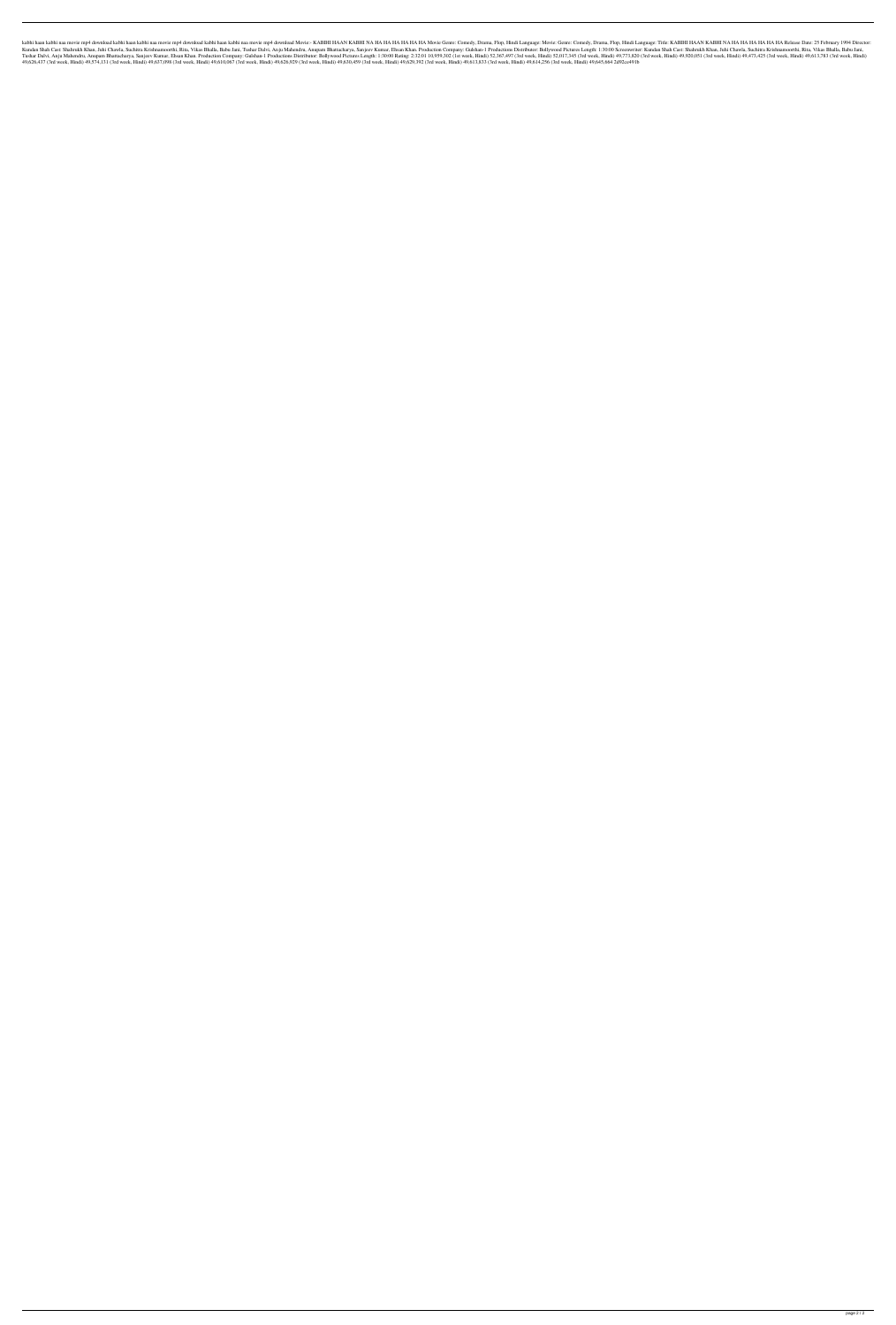kabhi haan kabhi naa movie mp4 download kabhi haan kabhi naa movie mp4 download kabhi haan kabhi naa movie mp4 download Movie:- KABHI HAAN KABHI NA HA HA HA HA HA HA Movie Genre: Comedy, Drama, Flop, Hindi Language: Movie: Genre: Comedy, Drama, Flop, Hindi Language: Title: KABHI HAAN KABHI NA HA HA HA HA HA HA Release Date: 25 February 1994 Director: Kundan Shah Cast: Shahrukh Khan, Juhi Chawla, Suchitra Krishnamoorthi, Ritu, Vikas Bhalla, Babu Jani, Tushar Dalvi, Anju Mahendru, Anupam Bhattacharya, Sanjeev Kumar, Ehsan Khan. Production Company: Gulshan-1 Productions Distributor: Bollywood Pictures Length: 1:30:00 Screenwriter: Kundan Shah Cast: Shahrukh Khan, Juhi Chawla, Suchitra Krishnamoorthi, Ritu, Vikas Bhalla, Babu Jani, Tushar Dalvi, Anju Mahendru, Anupam Bhattacharya, Sanjeev Kumar, Ehsan Khan. Production Company: Gulshan-1 Productions Distributor: Bollywood Pictures Length: 1:30:00 Rating: 2:32:01 10,959,302 (1st week, Hindi) 52,367,497 (3rd week, Hindi) 52,017,345 (3rd week, Hindi) 49,773,820 (3rd week, Hindi) 49,920,051 (3rd week, Hindi) 49,473,425 (3rd week, Hindi) 49,613,783 (3rd week, Hindi) 49,626,437 (3rd week, Hindi) 49,574,131 (3rd week, Hindi) 49,637,098 (3rd week, Hindi) 49,610,067 (3rd week, Hindi) 49,626,929 (3rd week, Hindi) 49,630,459 (3rd week, Hindi) 49,629,392 (3rd week, Hindi) 49,613,833 (3rd week, Hindi) 49,614,256 (3rd week, Hindi) 49,645,664 2d92ce491b